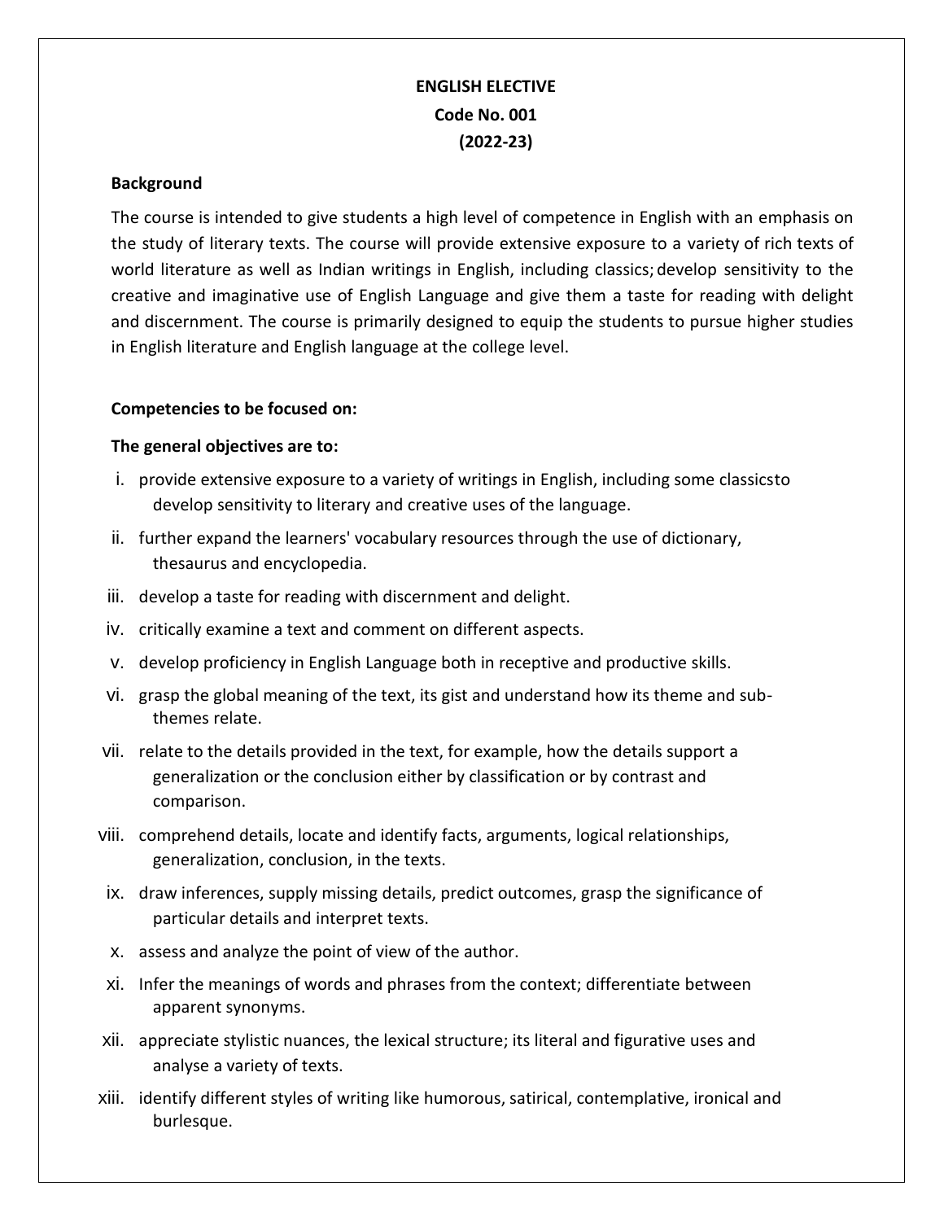# ENGLISH ELECTIVE

## Code No. 001

## (2022-23)

**Background**

The course is intended to give students a high level of competence in English with an emphasis on the study of literary texts. The course will provide extensive exposure to a variety of rich texts of world literature as well as Indian writings in English, including classics; develop sensitivity to the creative and imaginative use of English Language and give them a taste for reading with delight and discernment. The course is primarily designed to equip the students to pursue higher studies in English literature and English language at the college level.

**Competencies to be focused on:**

**The general objectives are to:**

i. provide extensive exposure to a variety of writings in English, including some classicsto develop sensitivity to literary and creative uses of the language.

ii. further expand the learners' vocabulary resources through the use of dictionary, thesaurus and encyclopedia.

iii. develop a taste for reading with discernment and delight.

iv. critically examine a text and comment on different aspects.

v. develop proficiency in English Language both in receptive and productive skills.

vi. grasp the global meaning of the text, its gist and understand how its theme and sub-themes relate.

vii. relate to the details provided in the text, for example, how the details support a generalization or the conclusion either by classification or by contrast and comparison.

viii. comprehend details, locate and identify facts, arguments, logical relationships, generalization, conclusion, in the texts.

ix. draw inferences, supply missing details, predict outcomes, grasp the significance of particular details and interpret texts.

x. assess and analyze the point of view of the author.

xi. Infer the meanings of words and phrases from the context; differentiate between apparent synonyms.

xii. appreciate stylistic nuances, the lexical structure; its literal and figurative uses and analyse a variety of texts.

xiii. identify different styles of writing like humorous, satirical, contemplative, ironical and burlesque.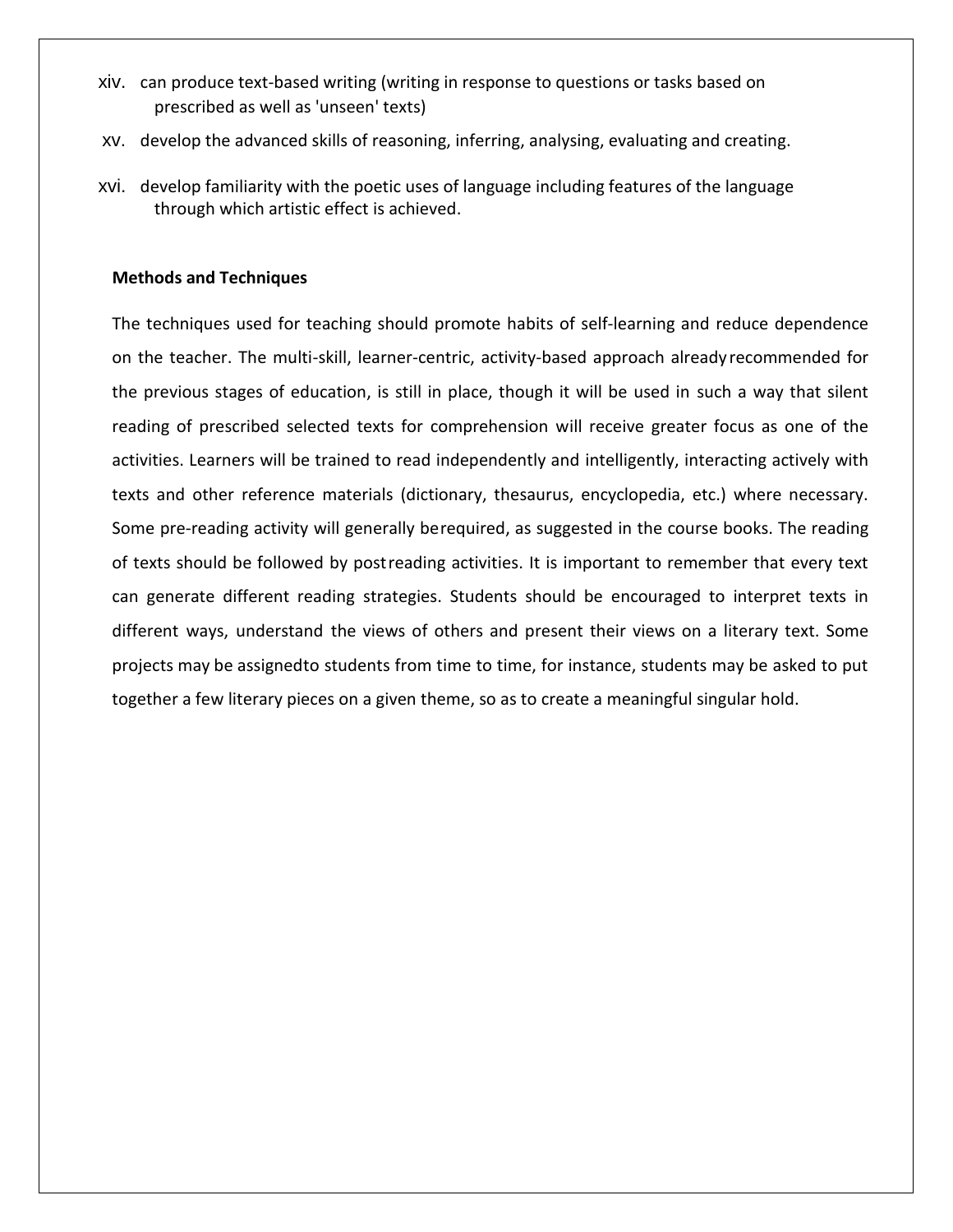xiv. can produce text-based writing (writing in response to questions or tasks based on prescribed as well as 'unseen' texts)

xv. develop the advanced skills of reasoning, inferring, analysing, evaluating and creating.

xvi. develop familiarity with the poetic uses of language including features of the language through which artistic effect is achieved.

**Methods and Techniques**

The techniques used for teaching should promote habits of self-learning and reduce dependence on the teacher. The multi-skill, learner-centric, activity-based approach alreadyrecommended for the previous stages of education, is still in place, though it will be used in such a way that silent reading of prescribed selected texts for comprehension will receive greater focus as one of the activities. Learners will be trained to read independently and intelligently, interacting actively with texts and other reference materials (dictionary, thesaurus, encyclopedia, etc.) where necessary. Some pre-reading activity will generally berequired, as suggested in the course books. The reading of texts should be followed by postreading activities. It is important to remember that every text can generate different reading strategies. Students should be encouraged to interpret texts in different ways, understand the views of others and present their views on a literary text. Some projects may be assignedto students from time to time, for instance, students may be asked to put together a few literary pieces on a given theme, so as to create a meaningful singular hold.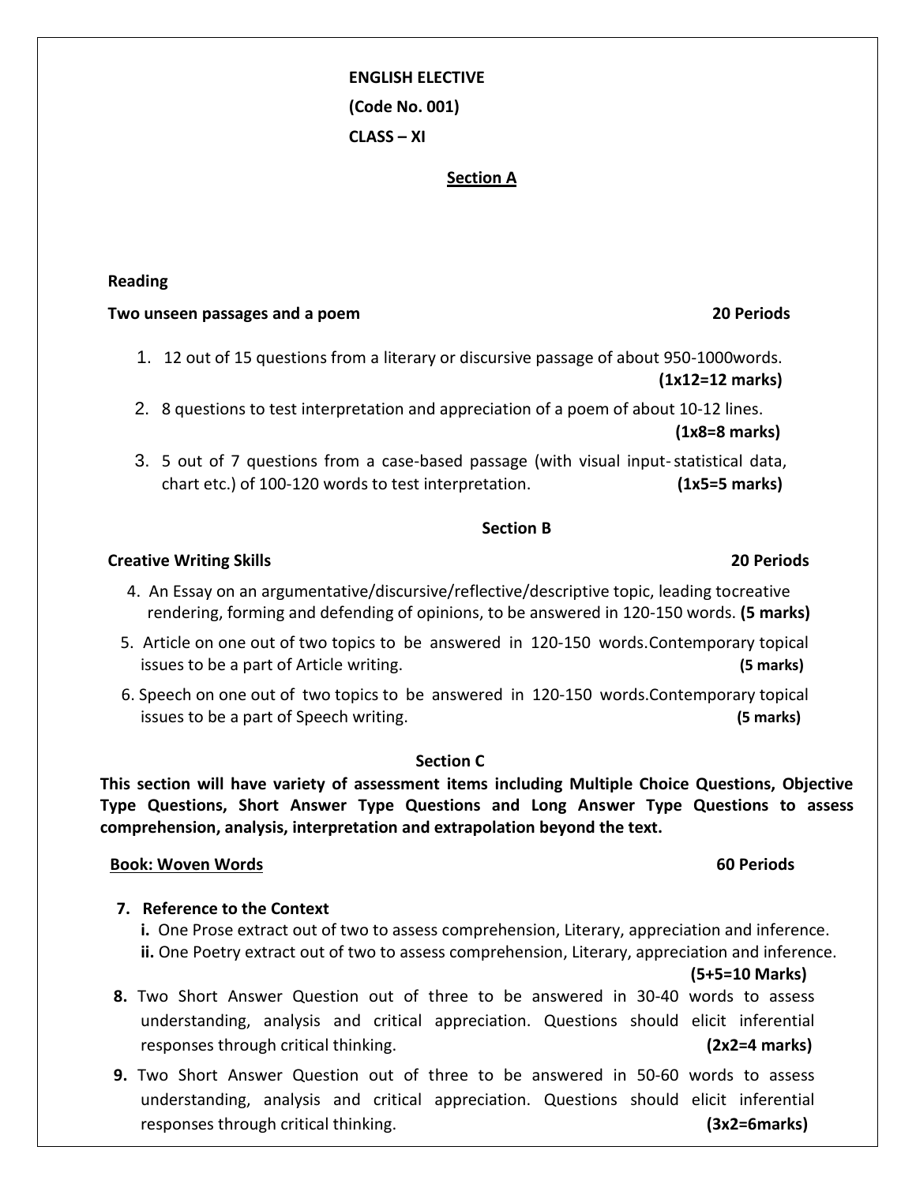**ENGLISH ELECTIVE**

**(Code No. 001)**

**CLASS – XI**

## Section A

**Reading**

**Two unseen passages and a poem** **20 Periods**

1. 12 out of 15 questions from a literary or discursive passage of about 950-1000words. **(1x12=12 marks)**
2. 8 questions to test interpretation and appreciation of a poem of about 10-12 lines. **(1x8=8 marks)**
3. 5 out of 7 questions from a case-based passage (with visual input- statistical data, chart etc.) of 100-120 words to test interpretation. **(1x5=5 marks)**

## Section B

**Creative Writing Skills** **20 Periods**

4. An Essay on an argumentative/discursive/reflective/descriptive topic, leading tocreative rendering, forming and defending of opinions, to be answered in 120-150 words. **(5 marks)**
5. Article on one out of two topics to be answered in 120-150 words.Contemporary topical issues to be a part of Article writing. **(5 marks)**
6. Speech on one out of two topics to be answered in 120-150 words.Contemporary topical issues to be a part of Speech writing. **(5 marks)**

## Section C

**This section will have variety of assessment items including Multiple Choice Questions, Objective Type Questions, Short Answer Type Questions and Long Answer Type Questions to assess comprehension, analysis, interpretation and extrapolation beyond the text.**

**Book: Woven Words** **60 Periods**

7. **Reference to the Context**
   **i.** One Prose extract out of two to assess comprehension, Literary, appreciation and inference.
   **ii.** One Poetry extract out of two to assess comprehension, Literary, appreciation and inference.
   **(5+5=10 Marks)**
8. Two Short Answer Question out of three to be answered in 30-40 words to assess understanding, analysis and critical appreciation. Questions should elicit inferential responses through critical thinking. **(2x2=4 marks)**
9. Two Short Answer Question out of three to be answered in 50-60 words to assess understanding, analysis and critical appreciation. Questions should elicit inferential responses through critical thinking. **(3x2=6marks)**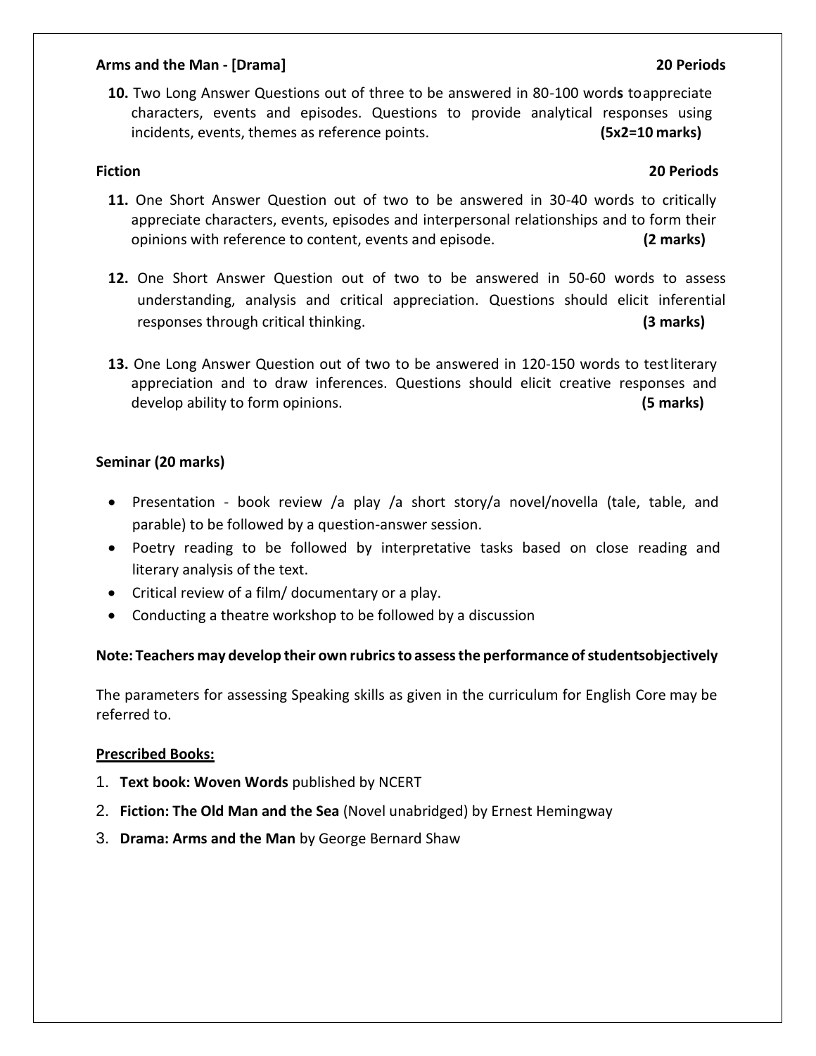**Arms and the Man - [Drama]** **20 Periods**

**10.** Two Long Answer Questions out of three to be answered in 80-100 word**s** toappreciate characters, events and episodes. Questions to provide analytical responses using incidents, events, themes as reference points. **(5x2=10 marks)**

**Fiction** **20 Periods**

**11.** One Short Answer Question out of two to be answered in 30-40 words to critically appreciate characters, events, episodes and interpersonal relationships and to form their opinions with reference to content, events and episode. **(2 marks)**

**12.** One Short Answer Question out of two to be answered in 50-60 words to assess understanding, analysis and critical appreciation. Questions should elicit inferential responses through critical thinking. **(3 marks)**

**13.** One Long Answer Question out of two to be answered in 120-150 words to testliterary appreciation and to draw inferences. Questions should elicit creative responses and develop ability to form opinions. **(5 marks)**

**Seminar (20 marks)**

- Presentation - book review /a play /a short story/a novel/novella (tale, table, and parable) to be followed by a question-answer session.
- Poetry reading to be followed by interpretative tasks based on close reading and literary analysis of the text.
- Critical review of a film/ documentary or a play.
- Conducting a theatre workshop to be followed by a discussion

**Note: Teachers may develop their own rubrics to assess the performance of studentsobjectively**

The parameters for assessing Speaking skills as given in the curriculum for English Core may be referred to.

**Prescribed Books:**

1. **Text book: Woven Words** published by NCERT
2. **Fiction: The Old Man and the Sea** (Novel unabridged) by Ernest Hemingway
3. **Drama: Arms and the Man** by George Bernard Shaw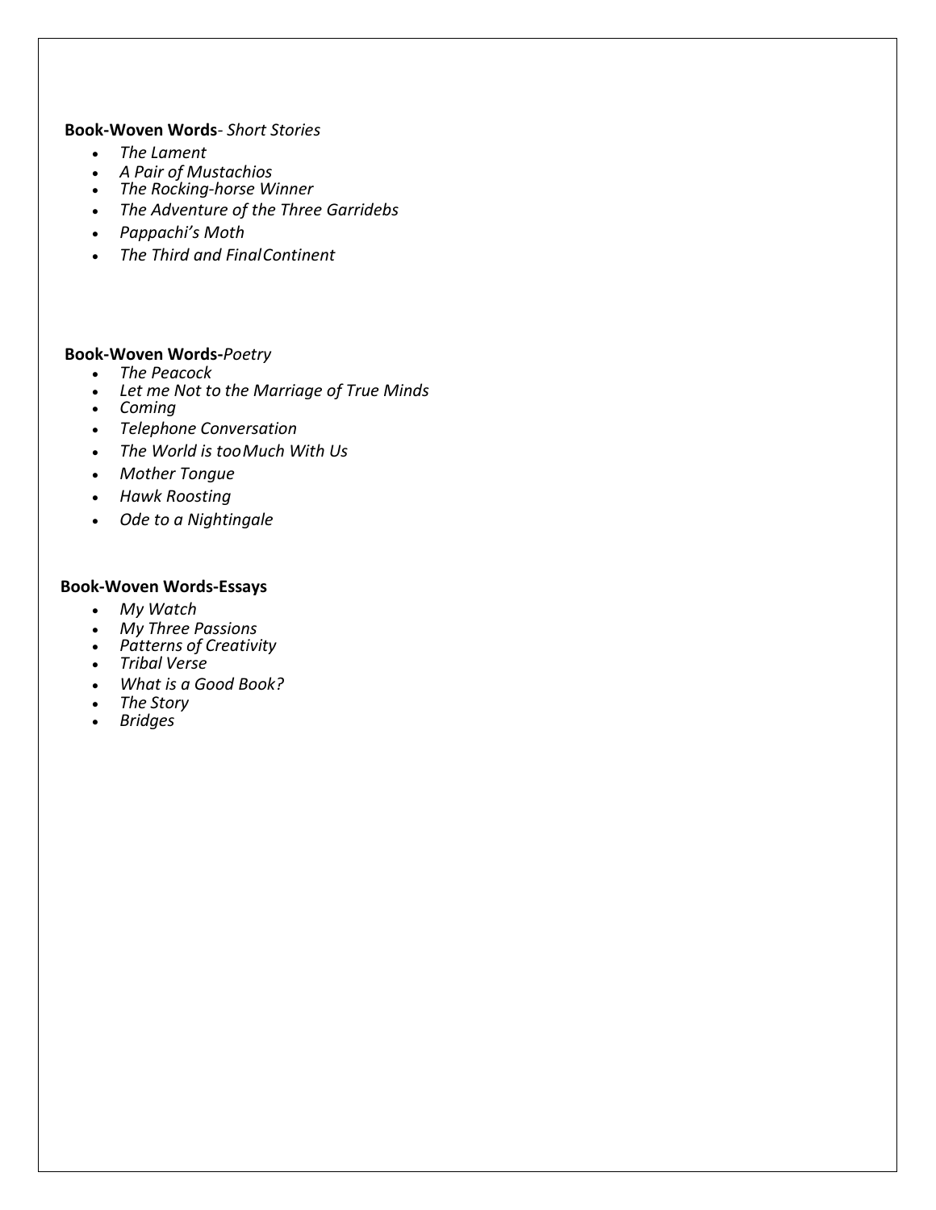**Book-Woven Words**- *Short Stories*

- *The Lament*
- *A Pair of Mustachios*
- *The Rocking-horse Winner*
- *The Adventure of the Three Garridebs*
- *Pappachi's Moth*
- *The Third and FinalContinent*

**Book-Woven Words-***Poetry*

- *The Peacock*
- *Let me Not to the Marriage of True Minds*
- *Coming*
- *Telephone Conversation*
- *The World is tooMuch With Us*
- *Mother Tongue*
- *Hawk Roosting*
- *Ode to a Nightingale*

**Book-Woven Words-Essays**

- *My Watch*
- *My Three Passions*
- *Patterns of Creativity*
- *Tribal Verse*
- *What is a Good Book?*
- *The Story*
- *Bridges*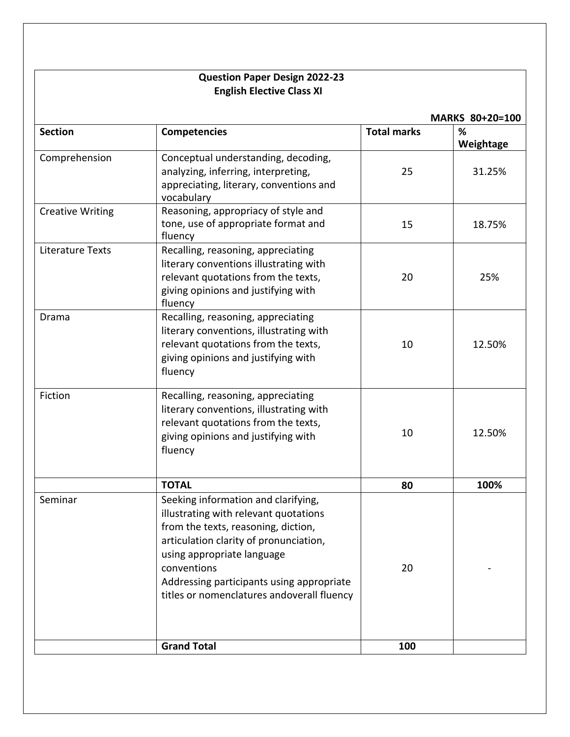**Question Paper Design 2022-23**
**English Elective Class XI**

**MARKS 80+20=100**

| Section | Competencies | Total marks | % Weightage |
|---|---|---|---|
| Comprehension | Conceptual understanding, decoding, analyzing, inferring, interpreting, appreciating, literary, conventions and vocabulary | 25 | 31.25% |
| Creative Writing | Reasoning, appropriacy of style and tone, use of appropriate format and fluency | 15 | 18.75% |
| Literature Texts | Recalling, reasoning, appreciating literary conventions illustrating with relevant quotations from the texts, giving opinions and justifying with fluency | 20 | 25% |
| Drama | Recalling, reasoning, appreciating literary conventions, illustrating with relevant quotations from the texts, giving opinions and justifying with fluency | 10 | 12.50% |
| Fiction | Recalling, reasoning, appreciating literary conventions, illustrating with relevant quotations from the texts, giving opinions and justifying with fluency | 10 | 12.50% |
| | **TOTAL** | **80** | **100%** |
| Seminar | Seeking information and clarifying, illustrating with relevant quotations from the texts, reasoning, diction, articulation clarity of pronunciation, using appropriate language conventions<br>Addressing participants using appropriate titles or nomenclatures andoverall fluency | 20 | - |
| | **Grand Total** | **100** | |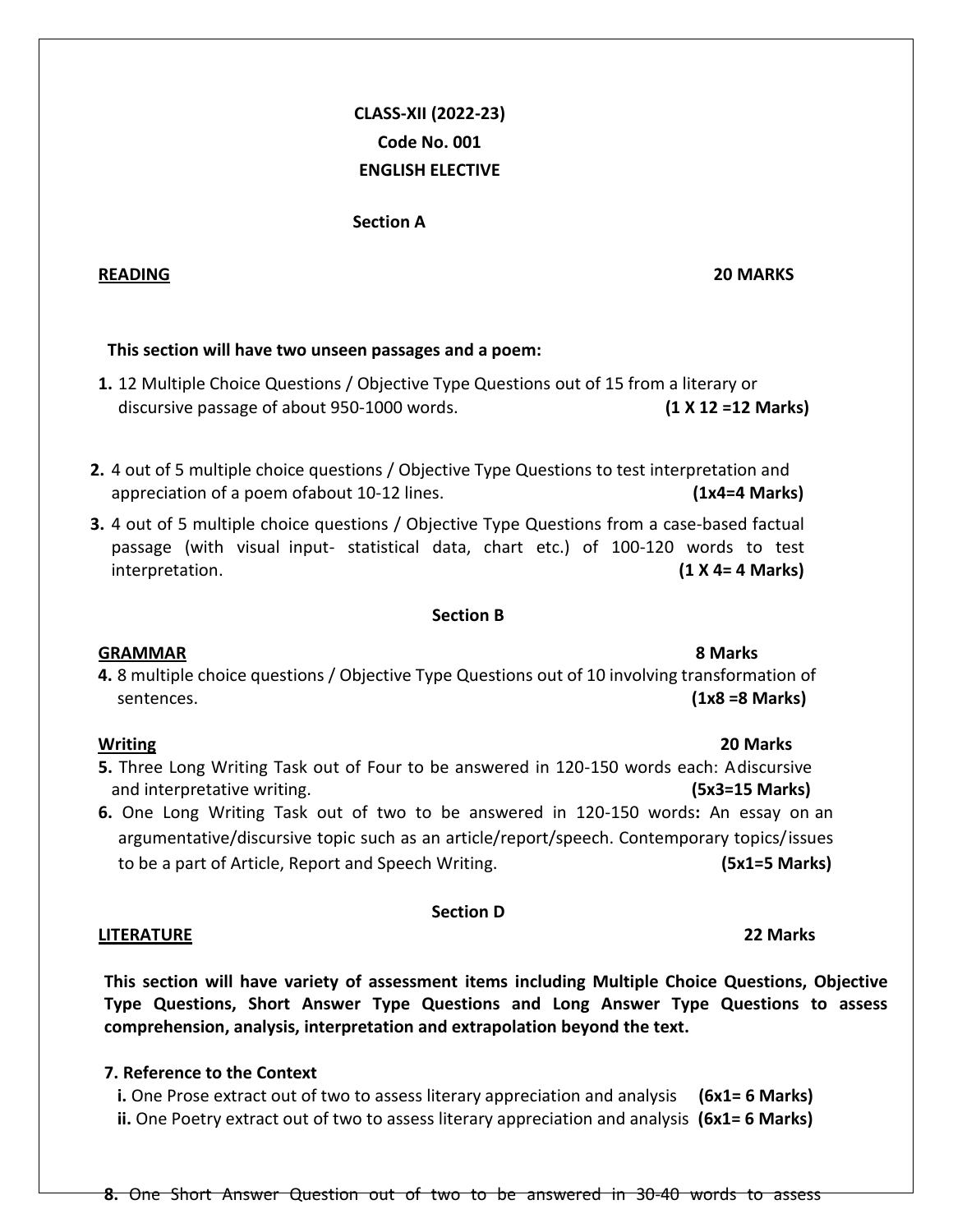**CLASS-XII (2022-23)**
**Code No. 001**
**ENGLISH ELECTIVE**

**Section A**

**READING** **20 MARKS**

**This section will have two unseen passages and a poem:**

**1.** 12 Multiple Choice Questions / Objective Type Questions out of 15 from a literary or discursive passage of about 950-1000 words. **(1 X 12 =12 Marks)**

**2.** 4 out of 5 multiple choice questions / Objective Type Questions to test interpretation and appreciation of a poem ofabout 10-12 lines. **(1x4=4 Marks)**

**3.** 4 out of 5 multiple choice questions / Objective Type Questions from a case-based factual passage (with visual input- statistical data, chart etc.) of 100-120 words to test interpretation. **(1 X 4= 4 Marks)**

**Section B**

**GRAMMAR** **8 Marks**

**4.** 8 multiple choice questions / Objective Type Questions out of 10 involving transformation of sentences. **(1x8 =8 Marks)**

**Writing** **20 Marks**

**5.** Three Long Writing Task out of Four to be answered in 120-150 words each: Adiscursive and interpretative writing. **(5x3=15 Marks)**

**6.** One Long Writing Task out of two to be answered in 120-150 words**:** An essay on an argumentative/discursive topic such as an article/report/speech. Contemporary topics/issues to be a part of Article, Report and Speech Writing. **(5x1=5 Marks)**

**Section D**

**LITERATURE** **22 Marks**

**This section will have variety of assessment items including Multiple Choice Questions, Objective Type Questions, Short Answer Type Questions and Long Answer Type Questions to assess comprehension, analysis, interpretation and extrapolation beyond the text.**

**7. Reference to the Context**

**i.** One Prose extract out of two to assess literary appreciation and analysis **(6x1= 6 Marks)**

**ii.** One Poetry extract out of two to assess literary appreciation and analysis **(6x1= 6 Marks)**

**8.** One Short Answer Question out of two to be answered in 30-40 words to assess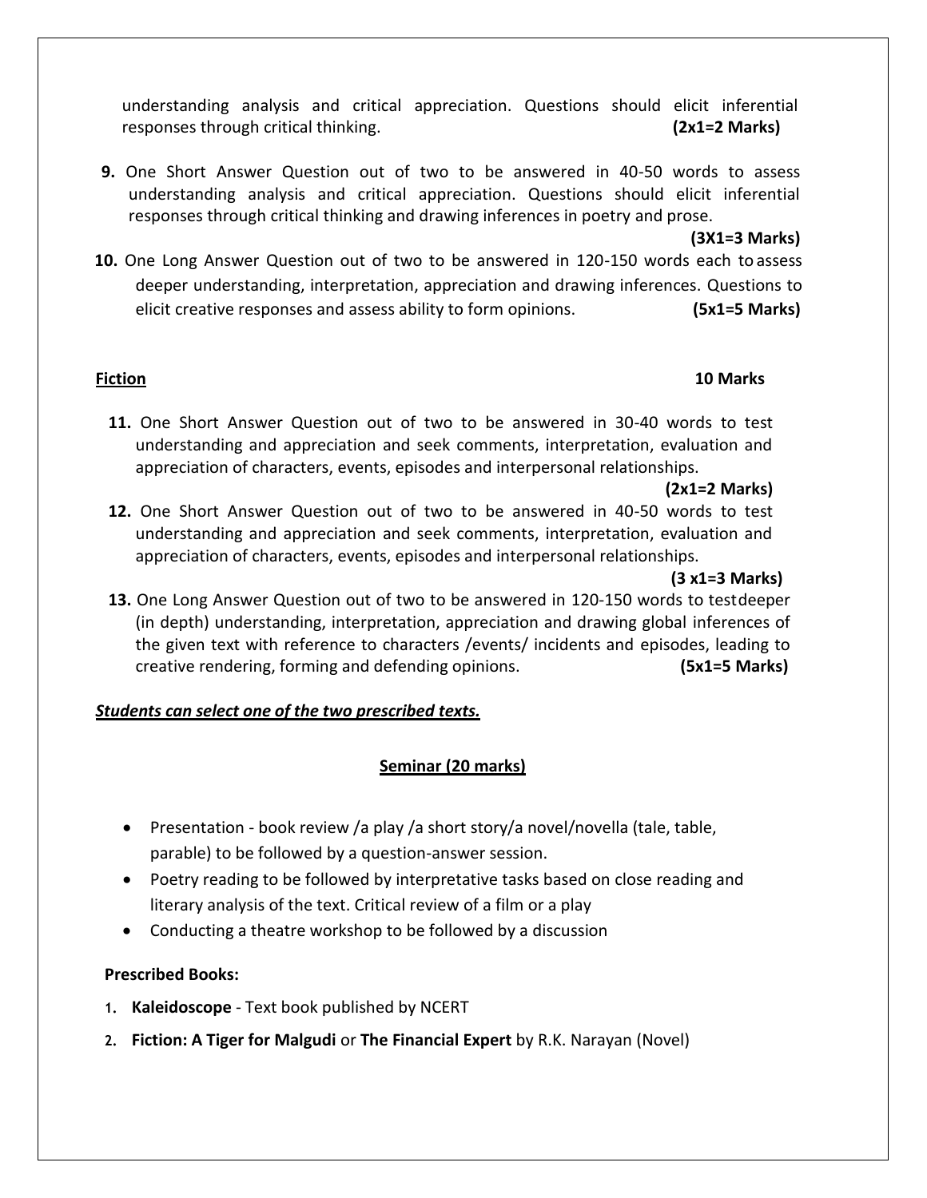understanding analysis and critical appreciation. Questions should elicit inferential responses through critical thinking. **(2x1=2 Marks)**

**9.** One Short Answer Question out of two to be answered in 40-50 words to assess understanding analysis and critical appreciation. Questions should elicit inferential responses through critical thinking and drawing inferences in poetry and prose. **(3X1=3 Marks)**

**10.** One Long Answer Question out of two to be answered in 120-150 words each to assess deeper understanding, interpretation, appreciation and drawing inferences. Questions to elicit creative responses and assess ability to form opinions. **(5x1=5 Marks)**

**<u>Fiction</u>** **10 Marks**

**11.** One Short Answer Question out of two to be answered in 30-40 words to test understanding and appreciation and seek comments, interpretation, evaluation and appreciation of characters, events, episodes and interpersonal relationships. **(2x1=2 Marks)**

**12.** One Short Answer Question out of two to be answered in 40-50 words to test understanding and appreciation and seek comments, interpretation, evaluation and appreciation of characters, events, episodes and interpersonal relationships. **(3 x1=3 Marks)**

**13.** One Long Answer Question out of two to be answered in 120-150 words to testdeeper (in depth) understanding, interpretation, appreciation and drawing global inferences of the given text with reference to characters /events/ incidents and episodes, leading to creative rendering, forming and defending opinions. **(5x1=5 Marks)**

***<u>Students can select one of the two prescribed texts.</u>***

## <u>Seminar (20 marks)</u>

- Presentation - book review /a play /a short story/a novel/novella (tale, table, parable) to be followed by a question-answer session.
- Poetry reading to be followed by interpretative tasks based on close reading and literary analysis of the text. Critical review of a film or a play
- Conducting a theatre workshop to be followed by a discussion

**Prescribed Books:**

1. **Kaleidoscope** - Text book published by NCERT
2. **Fiction: A Tiger for Malgudi** or **The Financial Expert** by R.K. Narayan (Novel)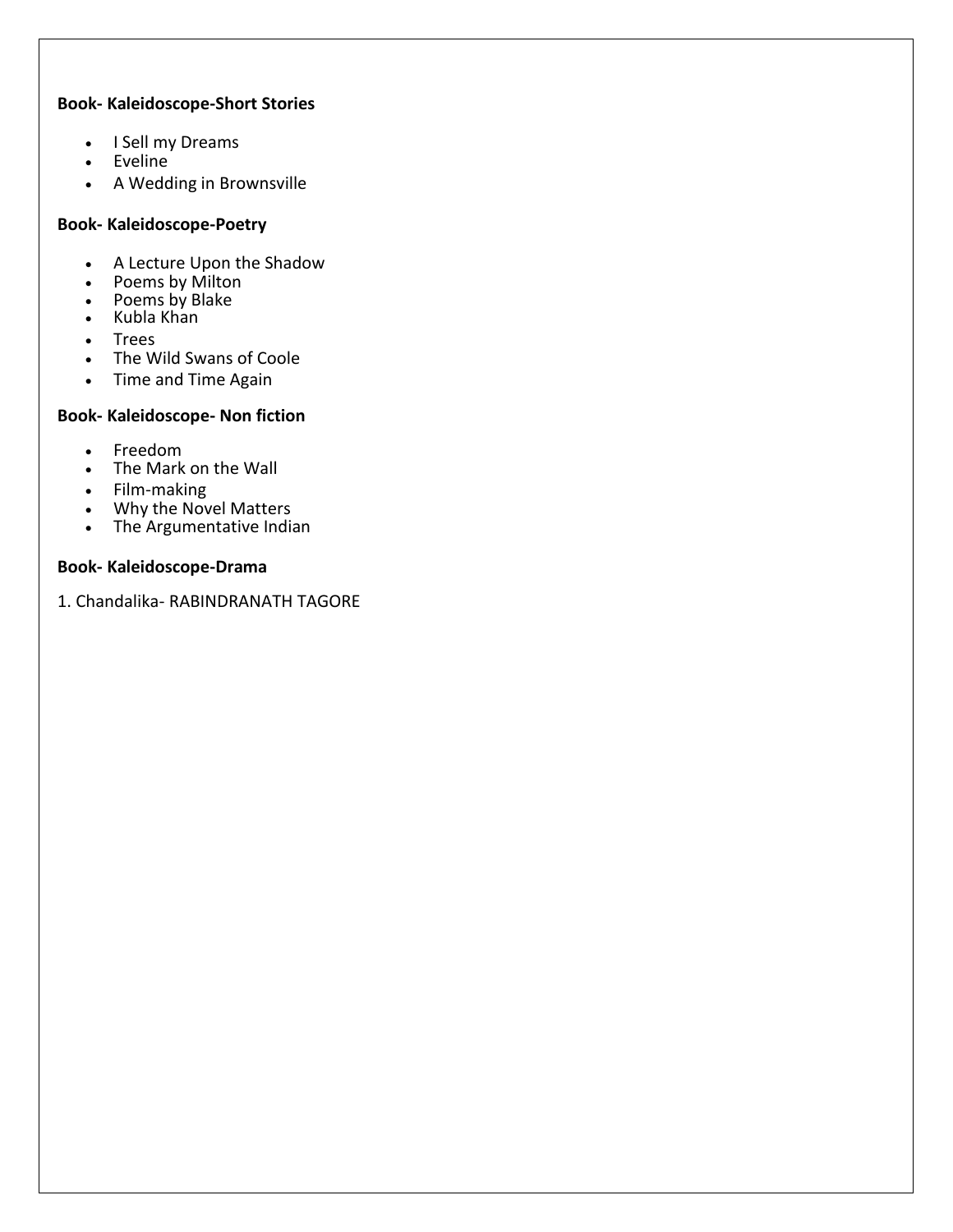**Book- Kaleidoscope-Short Stories**

- I Sell my Dreams
- Eveline
- A Wedding in Brownsville

**Book- Kaleidoscope-Poetry**

- A Lecture Upon the Shadow
- Poems by Milton
- Poems by Blake
- Kubla Khan
- Trees
- The Wild Swans of Coole
- Time and Time Again

**Book- Kaleidoscope- Non fiction**

- Freedom
- The Mark on the Wall
- Film-making
- Why the Novel Matters
- The Argumentative Indian

**Book- Kaleidoscope-Drama**

1. Chandalika- RABINDRANATH TAGORE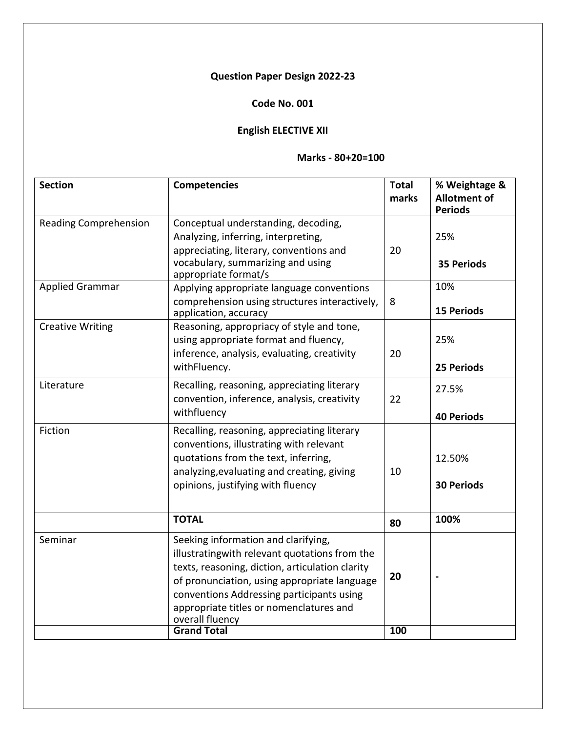**Question Paper Design 2022-23**

**Code No. 001**

**English ELECTIVE XII**

**Marks - 80+20=100**

| Section | Competencies | Total marks | % Weightage & Allotment of Periods |
|---|---|---|---|
| Reading Comprehension | Conceptual understanding, decoding, Analyzing, inferring, interpreting, appreciating, literary, conventions and vocabulary, summarizing and using appropriate format/s | 20 | 25% **35 Periods** |
| Applied Grammar | Applying appropriate language conventions comprehension using structures interactively, application, accuracy | 8 | 10% **15 Periods** |
| Creative Writing | Reasoning, appropriacy of style and tone, using appropriate format and fluency, inference, analysis, evaluating, creativity withFluency. | 20 | 25% **25 Periods** |
| Literature | Recalling, reasoning, appreciating literary convention, inference, analysis, creativity withfluency | 22 | 27.5% **40 Periods** |
| Fiction | Recalling, reasoning, appreciating literary conventions, illustrating with relevant quotations from the text, inferring, analyzing,evaluating and creating, giving opinions, justifying with fluency | 10 | 12.50% **30 Periods** |
| | **TOTAL** | **80** | **100%** |
| Seminar | Seeking information and clarifying, illustratingwith relevant quotations from the texts, reasoning, diction, articulation clarity of pronunciation, using appropriate language conventions Addressing participants using appropriate titles or nomenclatures and overall fluency | **20** | **-** |
| | **Grand Total** | **100** | |